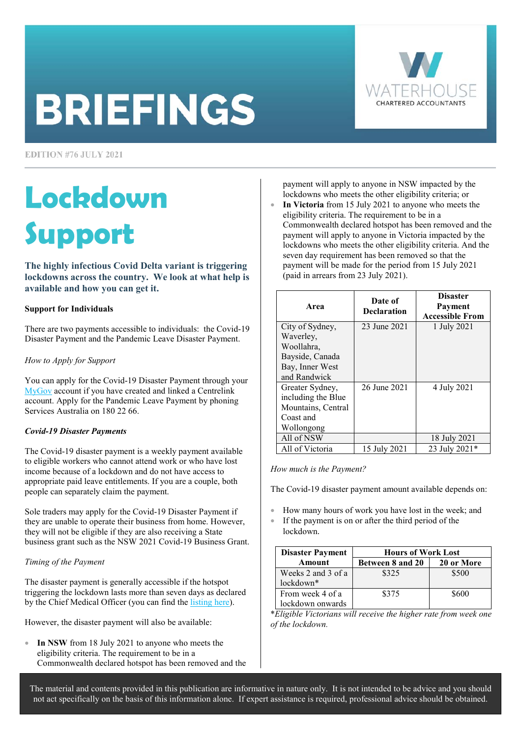# BRIEFINGS

WATERHOUSE CHARTERED ACCOUNTANTS

EDITION #76 JULY 2021

# Lockdown Support

**The highly infectious Covid Delta variant is triggering lockdowns across the country. We look at what help is available and how you can get it.**

**Support for Individuals**

There are two payments accessible to individuals: the Covid-19 Disaster Payment and the Pandemic Leave Disaster Payment.

*How to Apply for Support*

You can apply for the Covid-19 Disaster Payment through your MyGov account if you have created and linked a Centrelink account. Apply for the Pandemic Leave Payment by phoning Services Australia on 180 22 66.

***Covid-19 Disaster Payments***

The Covid-19 disaster payment is a weekly payment available to eligible workers who cannot attend work or who have lost income because of a lockdown and do not have access to appropriate paid leave entitlements. If you are a couple, both people can separately claim the payment.

Sole traders may apply for the Covid-19 Disaster Payment if they are unable to operate their business from home. However, they will not be eligible if they are also receiving a State business grant such as the NSW 2021 Covid-19 Business Grant.

*Timing of the Payment*

The disaster payment is generally accessible if the hotspot triggering the lockdown lasts more than seven days as declared by the Chief Medical Officer (you can find the listing here).

However, the disaster payment will also be available:

- **In NSW** from 18 July 2021 to anyone who meets the eligibility criteria. The requirement to be in a Commonwealth declared hotspot has been removed and the payment will apply to anyone in NSW impacted by the lockdowns who meets the other eligibility criteria; or
- **In Victoria** from 15 July 2021 to anyone who meets the eligibility criteria. The requirement to be in a Commonwealth declared hotspot has been removed and the payment will apply to anyone in Victoria impacted by the lockdowns who meets the other eligibility criteria. And the seven day requirement has been removed so that the payment will be made for the period from 15 July 2021 (paid in arrears from 23 July 2021).

| Area | Date of Declaration | Disaster Payment Accessible From |
|---|---|---|
| City of Sydney, Waverley, Woollahra, Bayside, Canada Bay, Inner West and Randwick | 23 June 2021 | 1 July 2021 |
| Greater Sydney, including the Blue Mountains, Central Coast and Wollongong | 26 June 2021 | 4 July 2021 |
| All of NSW | | 18 July 2021 |
| All of Victoria | 15 July 2021 | 23 July 2021* |

*How much is the Payment?*

The Covid-19 disaster payment amount available depends on:

- How many hours of work you have lost in the week; and
- If the payment is on or after the third period of the lockdown.

| Disaster Payment Amount | Hours of Work Lost | |
|---|---|---|
| | Between 8 and 20 | 20 or More |
| Weeks 2 and 3 of a lockdown* | $325 | $500 |
| From week 4 of a lockdown onwards | $375 | $600 |

*\*Eligible Victorians will receive the higher rate from week one of the lockdown.*

The material and contents provided in this publication are informative in nature only. It is not intended to be advice and you should not act specifically on the basis of this information alone. If expert assistance is required, professional advice should be obtained.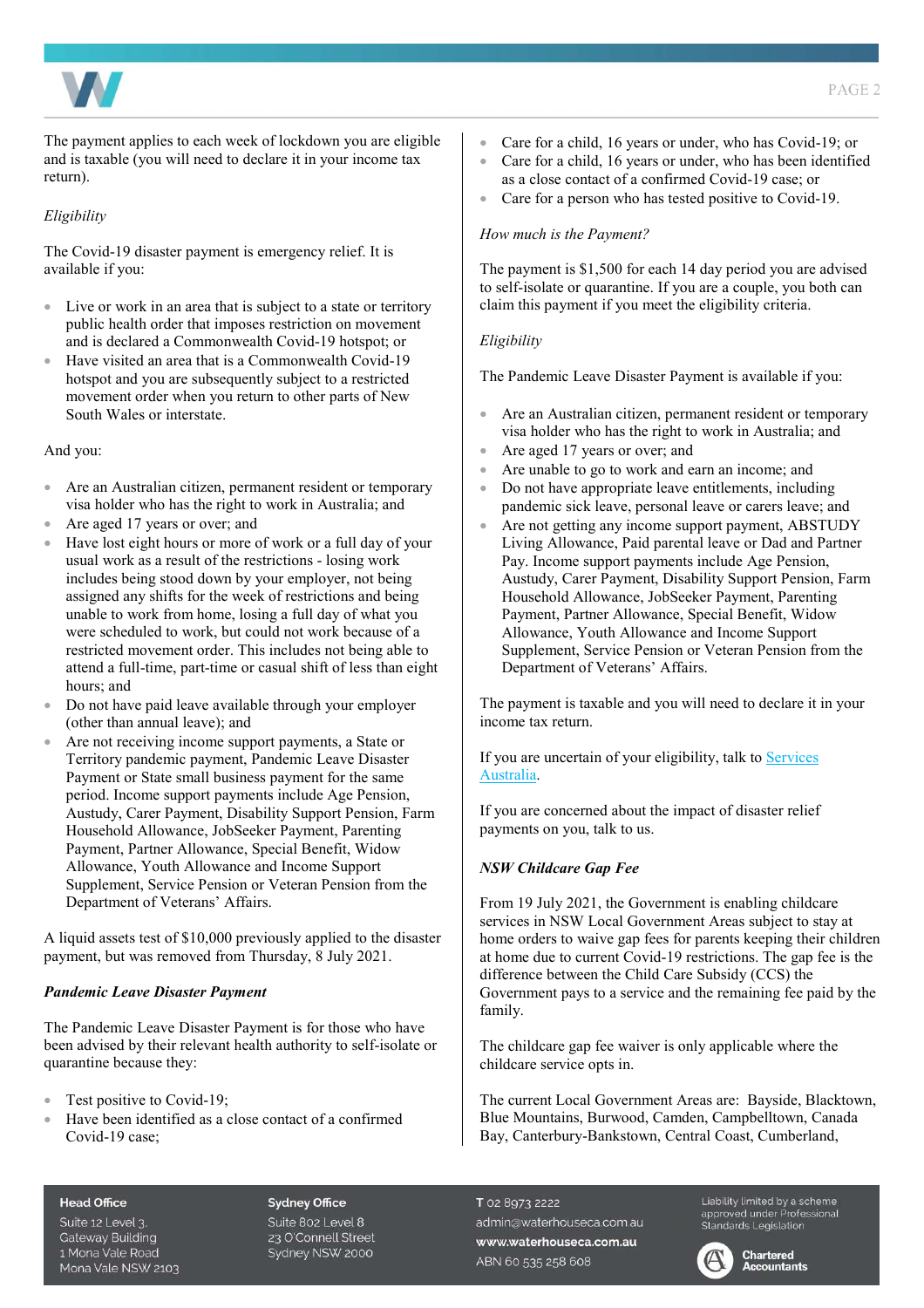The payment applies to each week of lockdown you are eligible and is taxable (you will need to declare it in your income tax return).

*Eligibility*

The Covid-19 disaster payment is emergency relief. It is available if you:

- Live or work in an area that is subject to a state or territory public health order that imposes restriction on movement and is declared a Commonwealth Covid-19 hotspot; or
- Have visited an area that is a Commonwealth Covid-19 hotspot and you are subsequently subject to a restricted movement order when you return to other parts of New South Wales or interstate.

And you:

- Are an Australian citizen, permanent resident or temporary visa holder who has the right to work in Australia; and
- Are aged 17 years or over; and
- Have lost eight hours or more of work or a full day of your usual work as a result of the restrictions - losing work includes being stood down by your employer, not being assigned any shifts for the week of restrictions and being unable to work from home, losing a full day of what you were scheduled to work, but could not work because of a restricted movement order. This includes not being able to attend a full-time, part-time or casual shift of less than eight hours; and
- Do not have paid leave available through your employer (other than annual leave); and
- Are not receiving income support payments, a State or Territory pandemic payment, Pandemic Leave Disaster Payment or State small business payment for the same period. Income support payments include Age Pension, Austudy, Carer Payment, Disability Support Pension, Farm Household Allowance, JobSeeker Payment, Parenting Payment, Partner Allowance, Special Benefit, Widow Allowance, Youth Allowance and Income Support Supplement, Service Pension or Veteran Pension from the Department of Veterans' Affairs.

A liquid assets test of $10,000 previously applied to the disaster payment, but was removed from Thursday, 8 July 2021.

***Pandemic Leave Disaster Payment***

The Pandemic Leave Disaster Payment is for those who have been advised by their relevant health authority to self-isolate or quarantine because they:

- Test positive to Covid-19;
- Have been identified as a close contact of a confirmed Covid-19 case;
- Care for a child, 16 years or under, who has Covid-19; or
- Care for a child, 16 years or under, who has been identified as a close contact of a confirmed Covid-19 case; or
- Care for a person who has tested positive to Covid-19.

*How much is the Payment?*

The payment is $1,500 for each 14 day period you are advised to self-isolate or quarantine. If you are a couple, you both can claim this payment if you meet the eligibility criteria.

*Eligibility*

The Pandemic Leave Disaster Payment is available if you:

- Are an Australian citizen, permanent resident or temporary visa holder who has the right to work in Australia; and
- Are aged 17 years or over; and
- Are unable to go to work and earn an income; and
- Do not have appropriate leave entitlements, including pandemic sick leave, personal leave or carers leave; and
- Are not getting any income support payment, ABSTUDY Living Allowance, Paid parental leave or Dad and Partner Pay. Income support payments include Age Pension, Austudy, Carer Payment, Disability Support Pension, Farm Household Allowance, JobSeeker Payment, Parenting Payment, Partner Allowance, Special Benefit, Widow Allowance, Youth Allowance and Income Support Supplement, Service Pension or Veteran Pension from the Department of Veterans' Affairs.

The payment is taxable and you will need to declare it in your income tax return.

If you are uncertain of your eligibility, talk to Services Australia.

If you are concerned about the impact of disaster relief payments on you, talk to us.

***NSW Childcare Gap Fee***

From 19 July 2021, the Government is enabling childcare services in NSW Local Government Areas subject to stay at home orders to waive gap fees for parents keeping their children at home due to current Covid-19 restrictions. The gap fee is the difference between the Child Care Subsidy (CCS) the Government pays to a service and the remaining fee paid by the family.

The childcare gap fee waiver is only applicable where the childcare service opts in.

The current Local Government Areas are: Bayside, Blacktown, Blue Mountains, Burwood, Camden, Campbelltown, Canada Bay, Canterbury-Bankstown, Central Coast, Cumberland,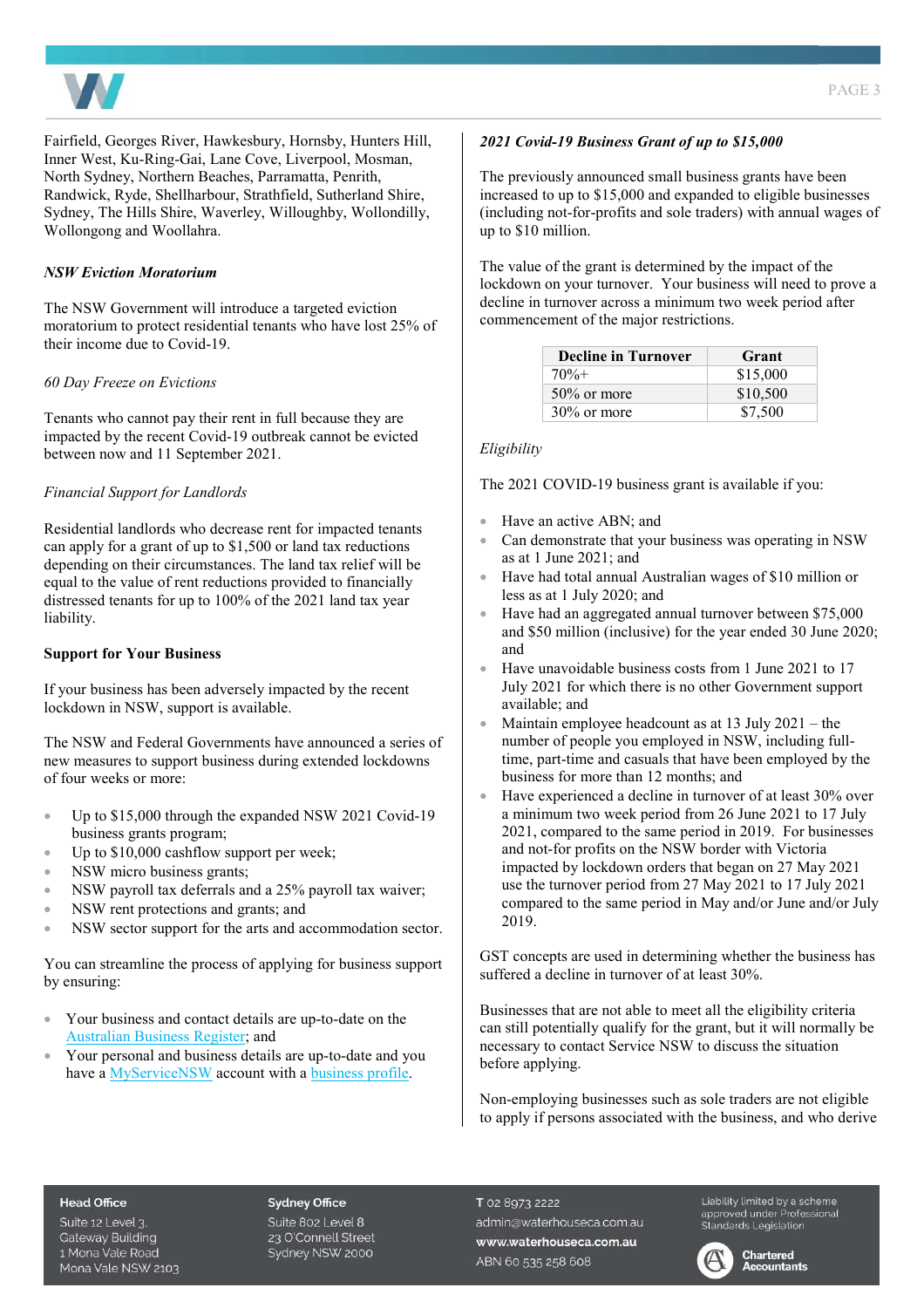Fairfield, Georges River, Hawkesbury, Hornsby, Hunters Hill, Inner West, Ku-Ring-Gai, Lane Cove, Liverpool, Mosman, North Sydney, Northern Beaches, Parramatta, Penrith, Randwick, Ryde, Shellharbour, Strathfield, Sutherland Shire, Sydney, The Hills Shire, Waverley, Willoughby, Wollondilly, Wollongong and Woollahra.

***NSW Eviction Moratorium***

The NSW Government will introduce a targeted eviction moratorium to protect residential tenants who have lost 25% of their income due to Covid-19.

*60 Day Freeze on Evictions*

Tenants who cannot pay their rent in full because they are impacted by the recent Covid-19 outbreak cannot be evicted between now and 11 September 2021.

*Financial Support for Landlords*

Residential landlords who decrease rent for impacted tenants can apply for a grant of up to $1,500 or land tax reductions depending on their circumstances. The land tax relief will be equal to the value of rent reductions provided to financially distressed tenants for up to 100% of the 2021 land tax year liability.

**Support for Your Business**

If your business has been adversely impacted by the recent lockdown in NSW, support is available.

The NSW and Federal Governments have announced a series of new measures to support business during extended lockdowns of four weeks or more:

- Up to $15,000 through the expanded NSW 2021 Covid-19 business grants program;
- Up to $10,000 cashflow support per week;
- NSW micro business grants;
- NSW payroll tax deferrals and a 25% payroll tax waiver;
- NSW rent protections and grants; and
- NSW sector support for the arts and accommodation sector.

You can streamline the process of applying for business support by ensuring:

- Your business and contact details are up-to-date on the Australian Business Register; and
- Your personal and business details are up-to-date and you have a MyServiceNSW account with a business profile.

***2021 Covid-19 Business Grant of up to $15,000***

The previously announced small business grants have been increased to up to $15,000 and expanded to eligible businesses (including not-for-profits and sole traders) with annual wages of up to $10 million.

The value of the grant is determined by the impact of the lockdown on your turnover. Your business will need to prove a decline in turnover across a minimum two week period after commencement of the major restrictions.

| Decline in Turnover | Grant |
|---|---|
| 70%+ | $15,000 |
| 50% or more | $10,500 |
| 30% or more | $7,500 |

*Eligibility*

The 2021 COVID-19 business grant is available if you:

- Have an active ABN; and
- Can demonstrate that your business was operating in NSW as at 1 June 2021; and
- Have had total annual Australian wages of $10 million or less as at 1 July 2020; and
- Have had an aggregated annual turnover between $75,000 and $50 million (inclusive) for the year ended 30 June 2020; and
- Have unavoidable business costs from 1 June 2021 to 17 July 2021 for which there is no other Government support available; and
- Maintain employee headcount as at 13 July 2021 – the number of people you employed in NSW, including full-time, part-time and casuals that have been employed by the business for more than 12 months; and
- Have experienced a decline in turnover of at least 30% over a minimum two week period from 26 June 2021 to 17 July 2021, compared to the same period in 2019. For businesses and not-for profits on the NSW border with Victoria impacted by lockdown orders that began on 27 May 2021 use the turnover period from 27 May 2021 to 17 July 2021 compared to the same period in May and/or June and/or July 2019.

GST concepts are used in determining whether the business has suffered a decline in turnover of at least 30%.

Businesses that are not able to meet all the eligibility criteria can still potentially qualify for the grant, but it will normally be necessary to contact Service NSW to discuss the situation before applying.

Non-employing businesses such as sole traders are not eligible to apply if persons associated with the business, and who derive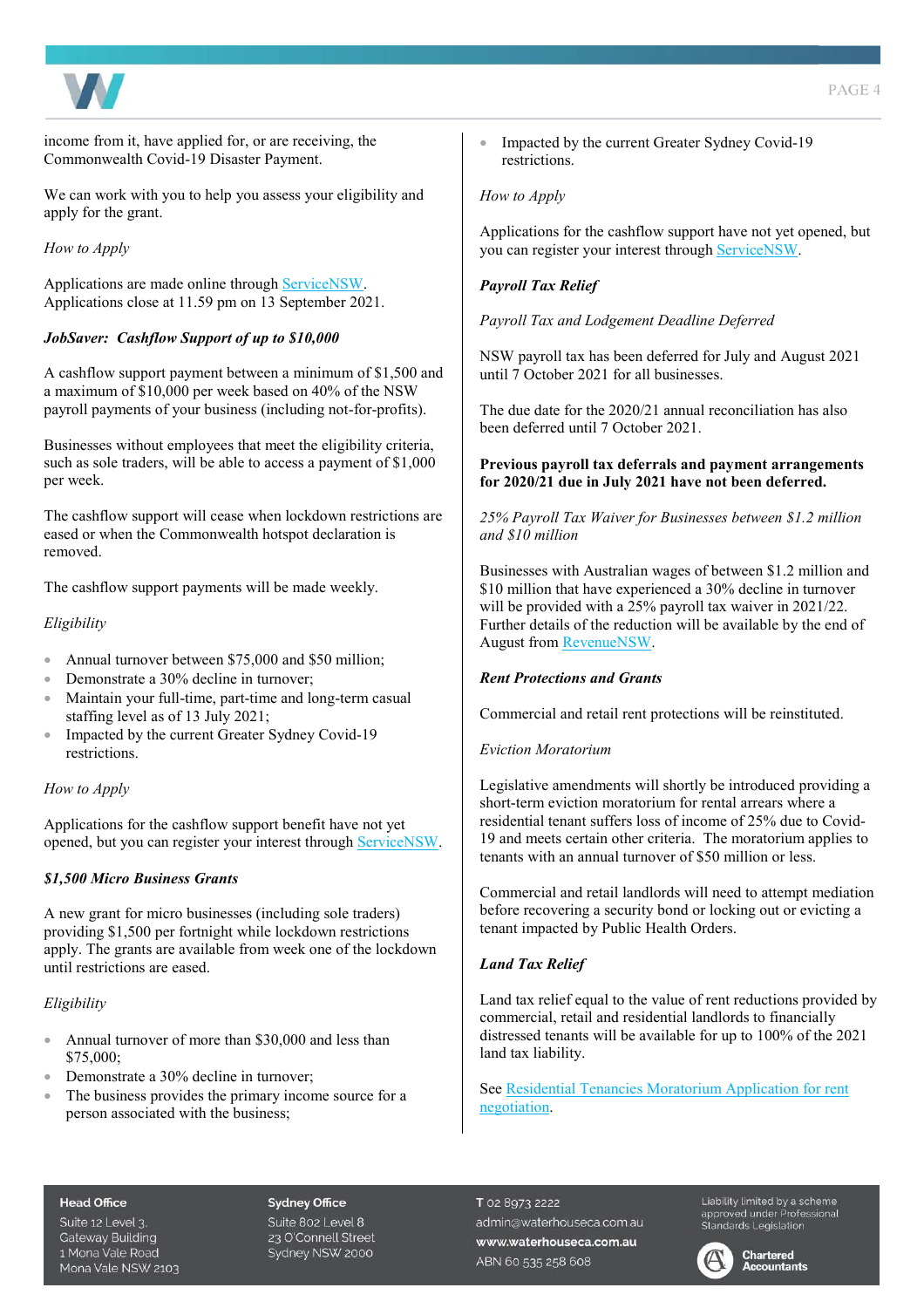income from it, have applied for, or are receiving, the Commonwealth Covid-19 Disaster Payment.

We can work with you to help you assess your eligibility and apply for the grant.

*How to Apply*

Applications are made online through [ServiceNSW](). Applications close at 11.59 pm on 13 September 2021.

***JobSaver: Cashflow Support of up to $10,000***

A cashflow support payment between a minimum of $1,500 and a maximum of $10,000 per week based on 40% of the NSW payroll payments of your business (including not-for-profits).

Businesses without employees that meet the eligibility criteria, such as sole traders, will be able to access a payment of $1,000 per week.

The cashflow support will cease when lockdown restrictions are eased or when the Commonwealth hotspot declaration is removed.

The cashflow support payments will be made weekly.

*Eligibility*

- Annual turnover between $75,000 and $50 million;
- Demonstrate a 30% decline in turnover;
- Maintain your full-time, part-time and long-term casual staffing level as of 13 July 2021;
- Impacted by the current Greater Sydney Covid-19 restrictions.

*How to Apply*

Applications for the cashflow support benefit have not yet opened, but you can register your interest through [ServiceNSW]().

***$1,500 Micro Business Grants***

A new grant for micro businesses (including sole traders) providing $1,500 per fortnight while lockdown restrictions apply. The grants are available from week one of the lockdown until restrictions are eased.

*Eligibility*

- Annual turnover of more than $30,000 and less than $75,000;
- Demonstrate a 30% decline in turnover;
- The business provides the primary income source for a person associated with the business;
- Impacted by the current Greater Sydney Covid-19 restrictions.

*How to Apply*

Applications for the cashflow support have not yet opened, but you can register your interest through [ServiceNSW]().

***Payroll Tax Relief***

*Payroll Tax and Lodgement Deadline Deferred*

NSW payroll tax has been deferred for July and August 2021 until 7 October 2021 for all businesses.

The due date for the 2020/21 annual reconciliation has also been deferred until 7 October 2021.

**Previous payroll tax deferrals and payment arrangements for 2020/21 due in July 2021 have not been deferred.**

*25% Payroll Tax Waiver for Businesses between $1.2 million and $10 million*

Businesses with Australian wages of between $1.2 million and $10 million that have experienced a 30% decline in turnover will be provided with a 25% payroll tax waiver in 2021/22. Further details of the reduction will be available by the end of August from [RevenueNSW]().

***Rent Protections and Grants***

Commercial and retail rent protections will be reinstituted.

*Eviction Moratorium*

Legislative amendments will shortly be introduced providing a short-term eviction moratorium for rental arrears where a residential tenant suffers loss of income of 25% due to Covid-19 and meets certain other criteria. The moratorium applies to tenants with an annual turnover of $50 million or less.

Commercial and retail landlords will need to attempt mediation before recovering a security bond or locking out or evicting a tenant impacted by Public Health Orders.

***Land Tax Relief***

Land tax relief equal to the value of rent reductions provided by commercial, retail and residential landlords to financially distressed tenants will be available for up to 100% of the 2021 land tax liability.

See [Residential Tenancies Moratorium Application for rent negotiation]().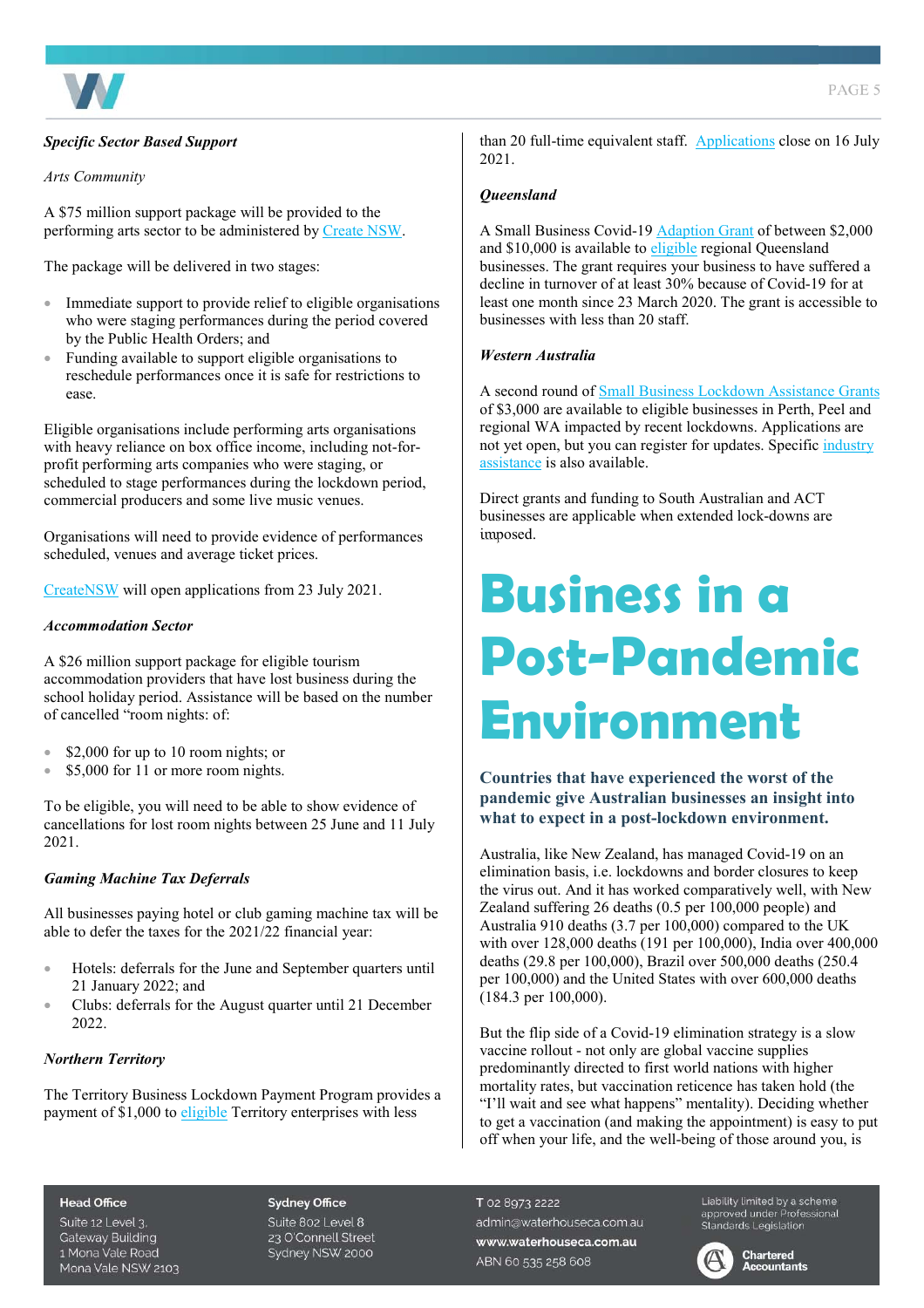***Specific Sector Based Support***

*Arts Community*

A $75 million support package will be provided to the performing arts sector to be administered by Create NSW.

The package will be delivered in two stages:

- Immediate support to provide relief to eligible organisations who were staging performances during the period covered by the Public Health Orders; and
- Funding available to support eligible organisations to reschedule performances once it is safe for restrictions to ease.

Eligible organisations include performing arts organisations with heavy reliance on box office income, including not-for-profit performing arts companies who were staging, or scheduled to stage performances during the lockdown period, commercial producers and some live music venues.

Organisations will need to provide evidence of performances scheduled, venues and average ticket prices.

CreateNSW will open applications from 23 July 2021.

***Accommodation Sector***

A $26 million support package for eligible tourism accommodation providers that have lost business during the school holiday period. Assistance will be based on the number of cancelled "room nights: of:

- $2,000 for up to 10 room nights; or
- $5,000 for 11 or more room nights.

To be eligible, you will need to be able to show evidence of cancellations for lost room nights between 25 June and 11 July 2021.

***Gaming Machine Tax Deferrals***

All businesses paying hotel or club gaming machine tax will be able to defer the taxes for the 2021/22 financial year:

- Hotels: deferrals for the June and September quarters until 21 January 2022; and
- Clubs: deferrals for the August quarter until 21 December 2022.

***Northern Territory***

The Territory Business Lockdown Payment Program provides a payment of $1,000 to eligible Territory enterprises with less than 20 full-time equivalent staff. Applications close on 16 July 2021.

***Queensland***

A Small Business Covid-19 Adaption Grant of between $2,000 and $10,000 is available to eligible regional Queensland businesses. The grant requires your business to have suffered a decline in turnover of at least 30% because of Covid-19 for at least one month since 23 March 2020. The grant is accessible to businesses with less than 20 staff.

***Western Australia***

A second round of Small Business Lockdown Assistance Grants of $3,000 are available to eligible businesses in Perth, Peel and regional WA impacted by recent lockdowns. Applications are not yet open, but you can register for updates. Specific industry assistance is also available.

Direct grants and funding to South Australian and ACT businesses are applicable when extended lock-downs are imposed.

# Business in a Post-Pandemic Environment

**Countries that have experienced the worst of the pandemic give Australian businesses an insight into what to expect in a post-lockdown environment.**

Australia, like New Zealand, has managed Covid-19 on an elimination basis, i.e. lockdowns and border closures to keep the virus out. And it has worked comparatively well, with New Zealand suffering 26 deaths (0.5 per 100,000 people) and Australia 910 deaths (3.7 per 100,000) compared to the UK with over 128,000 deaths (191 per 100,000), India over 400,000 deaths (29.8 per 100,000), Brazil over 500,000 deaths (250.4 per 100,000) and the United States with over 600,000 deaths (184.3 per 100,000).

But the flip side of a Covid-19 elimination strategy is a slow vaccine rollout - not only are global vaccine supplies predominantly directed to first world nations with higher mortality rates, but vaccination reticence has taken hold (the "I'll wait and see what happens" mentality). Deciding whether to get a vaccination (and making the appointment) is easy to put off when your life, and the well-being of those around you, is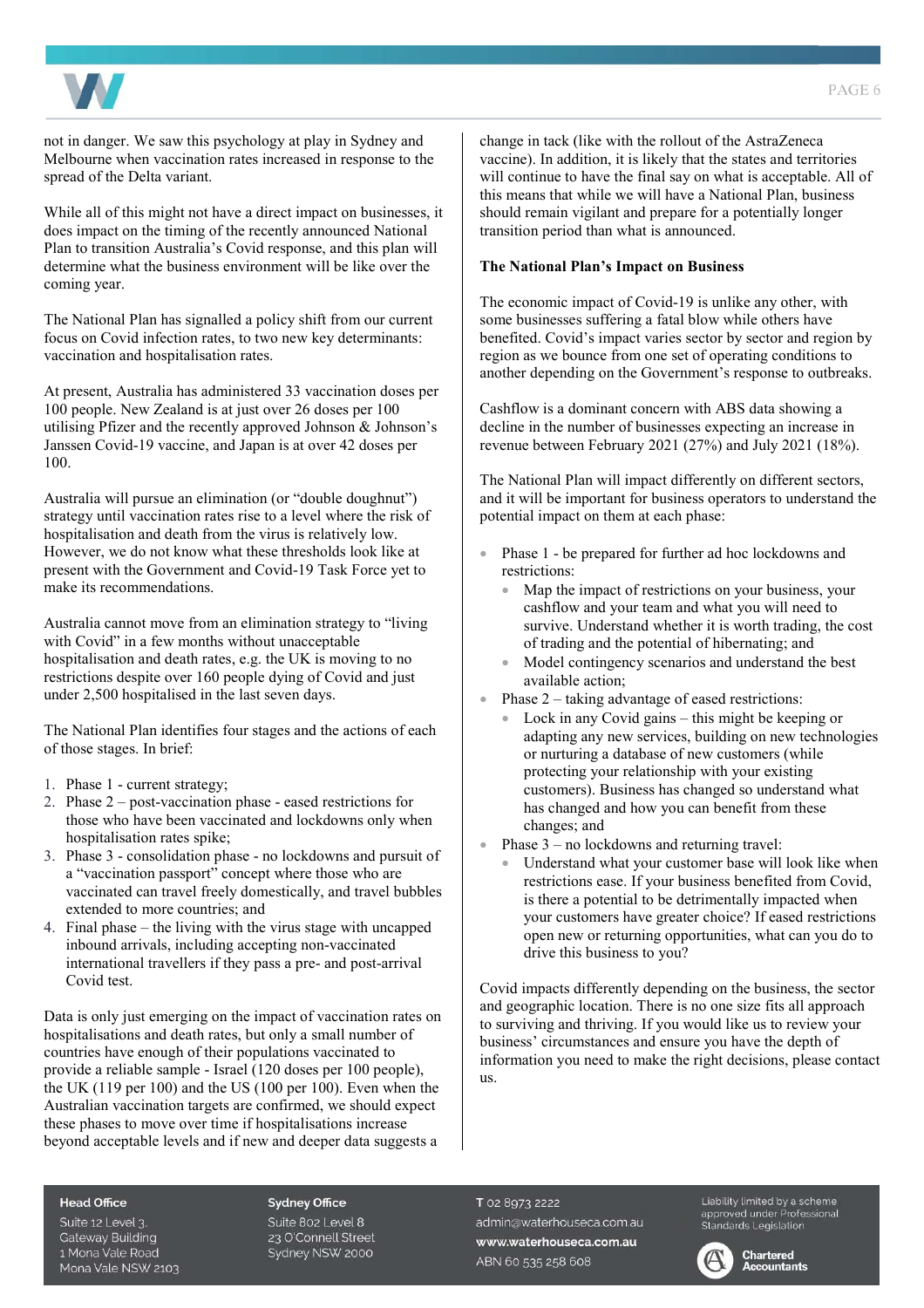not in danger. We saw this psychology at play in Sydney and Melbourne when vaccination rates increased in response to the spread of the Delta variant.

While all of this might not have a direct impact on businesses, it does impact on the timing of the recently announced National Plan to transition Australia's Covid response, and this plan will determine what the business environment will be like over the coming year.

The National Plan has signalled a policy shift from our current focus on Covid infection rates, to two new key determinants: vaccination and hospitalisation rates.

At present, Australia has administered 33 vaccination doses per 100 people. New Zealand is at just over 26 doses per 100 utilising Pfizer and the recently approved Johnson & Johnson's Janssen Covid-19 vaccine, and Japan is at over 42 doses per 100.

Australia will pursue an elimination (or "double doughnut") strategy until vaccination rates rise to a level where the risk of hospitalisation and death from the virus is relatively low. However, we do not know what these thresholds look like at present with the Government and Covid-19 Task Force yet to make its recommendations.

Australia cannot move from an elimination strategy to "living with Covid" in a few months without unacceptable hospitalisation and death rates, e.g. the UK is moving to no restrictions despite over 160 people dying of Covid and just under 2,500 hospitalised in the last seven days.

The National Plan identifies four stages and the actions of each of those stages. In brief:

1. Phase 1 - current strategy;
2. Phase 2 – post-vaccination phase - eased restrictions for those who have been vaccinated and lockdowns only when hospitalisation rates spike;
3. Phase 3 - consolidation phase - no lockdowns and pursuit of a "vaccination passport" concept where those who are vaccinated can travel freely domestically, and travel bubbles extended to more countries; and
4. Final phase – the living with the virus stage with uncapped inbound arrivals, including accepting non-vaccinated international travellers if they pass a pre- and post-arrival Covid test.

Data is only just emerging on the impact of vaccination rates on hospitalisations and death rates, but only a small number of countries have enough of their populations vaccinated to provide a reliable sample - Israel (120 doses per 100 people), the UK (119 per 100) and the US (100 per 100). Even when the Australian vaccination targets are confirmed, we should expect these phases to move over time if hospitalisations increase beyond acceptable levels and if new and deeper data suggests a change in tack (like with the rollout of the AstraZeneca vaccine). In addition, it is likely that the states and territories will continue to have the final say on what is acceptable. All of this means that while we will have a National Plan, business should remain vigilant and prepare for a potentially longer transition period than what is announced.

**The National Plan's Impact on Business**

The economic impact of Covid-19 is unlike any other, with some businesses suffering a fatal blow while others have benefited. Covid's impact varies sector by sector and region by region as we bounce from one set of operating conditions to another depending on the Government's response to outbreaks.

Cashflow is a dominant concern with ABS data showing a decline in the number of businesses expecting an increase in revenue between February 2021 (27%) and July 2021 (18%).

The National Plan will impact differently on different sectors, and it will be important for business operators to understand the potential impact on them at each phase:

- Phase 1 - be prepared for further ad hoc lockdowns and restrictions:
  - Map the impact of restrictions on your business, your cashflow and your team and what you will need to survive. Understand whether it is worth trading, the cost of trading and the potential of hibernating; and
  - Model contingency scenarios and understand the best available action;
- Phase 2 – taking advantage of eased restrictions:
  - Lock in any Covid gains – this might be keeping or adapting any new services, building on new technologies or nurturing a database of new customers (while protecting your relationship with your existing customers). Business has changed so understand what has changed and how you can benefit from these changes; and
- Phase 3 – no lockdowns and returning travel:
  - Understand what your customer base will look like when restrictions ease. If your business benefited from Covid, is there a potential to be detrimentally impacted when your customers have greater choice? If eased restrictions open new or returning opportunities, what can you do to drive this business to you?

Covid impacts differently depending on the business, the sector and geographic location. There is no one size fits all approach to surviving and thriving. If you would like us to review your business' circumstances and ensure you have the depth of information you need to make the right decisions, please contact us.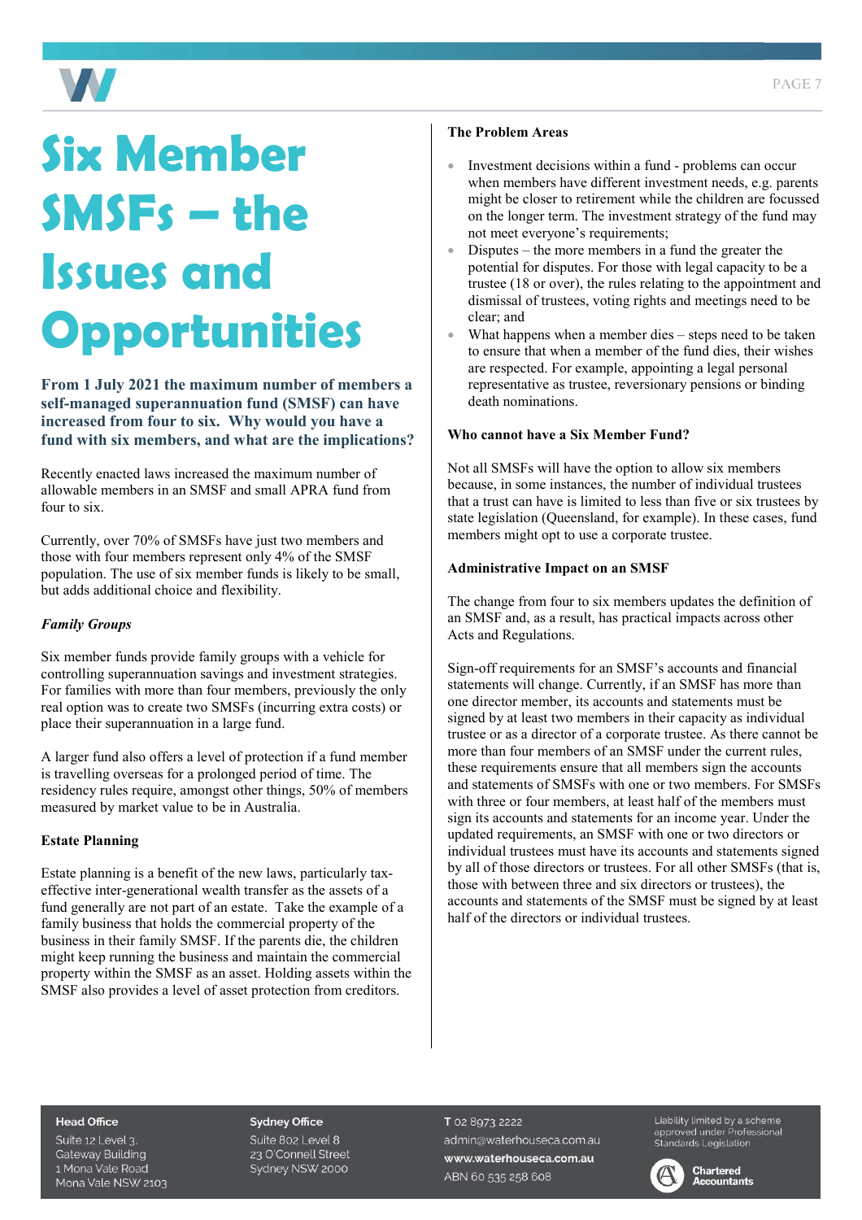# Six Member SMSFs – the Issues and Opportunities

**From 1 July 2021 the maximum number of members a self-managed superannuation fund (SMSF) can have increased from four to six. Why would you have a fund with six members, and what are the implications?**

Recently enacted laws increased the maximum number of allowable members in an SMSF and small APRA fund from four to six.

Currently, over 70% of SMSFs have just two members and those with four members represent only 4% of the SMSF population. The use of six member funds is likely to be small, but adds additional choice and flexibility.

### *Family Groups*

Six member funds provide family groups with a vehicle for controlling superannuation savings and investment strategies. For families with more than four members, previously the only real option was to create two SMSFs (incurring extra costs) or place their superannuation in a large fund.

A larger fund also offers a level of protection if a fund member is travelling overseas for a prolonged period of time. The residency rules require, amongst other things, 50% of members measured by market value to be in Australia.

### Estate Planning

Estate planning is a benefit of the new laws, particularly tax-effective inter-generational wealth transfer as the assets of a fund generally are not part of an estate. Take the example of a family business that holds the commercial property of the business in their family SMSF. If the parents die, the children might keep running the business and maintain the commercial property within the SMSF as an asset. Holding assets within the SMSF also provides a level of asset protection from creditors.

### The Problem Areas

- Investment decisions within a fund - problems can occur when members have different investment needs, e.g. parents might be closer to retirement while the children are focussed on the longer term. The investment strategy of the fund may not meet everyone's requirements;
- Disputes – the more members in a fund the greater the potential for disputes. For those with legal capacity to be a trustee (18 or over), the rules relating to the appointment and dismissal of trustees, voting rights and meetings need to be clear; and
- What happens when a member dies – steps need to be taken to ensure that when a member of the fund dies, their wishes are respected. For example, appointing a legal personal representative as trustee, reversionary pensions or binding death nominations.

### Who cannot have a Six Member Fund?

Not all SMSFs will have the option to allow six members because, in some instances, the number of individual trustees that a trust can have is limited to less than five or six trustees by state legislation (Queensland, for example). In these cases, fund members might opt to use a corporate trustee.

### Administrative Impact on an SMSF

The change from four to six members updates the definition of an SMSF and, as a result, has practical impacts across other Acts and Regulations.

Sign-off requirements for an SMSF's accounts and financial statements will change. Currently, if an SMSF has more than one director member, its accounts and statements must be signed by at least two members in their capacity as individual trustee or as a director of a corporate trustee. As there cannot be more than four members of an SMSF under the current rules, these requirements ensure that all members sign the accounts and statements of SMSFs with one or two members. For SMSFs with three or four members, at least half of the members must sign its accounts and statements for an income year. Under the updated requirements, an SMSF with one or two directors or individual trustees must have its accounts and statements signed by all of those directors or trustees. For all other SMSFs (that is, those with between three and six directors or trustees), the accounts and statements of the SMSF must be signed by at least half of the directors or individual trustees.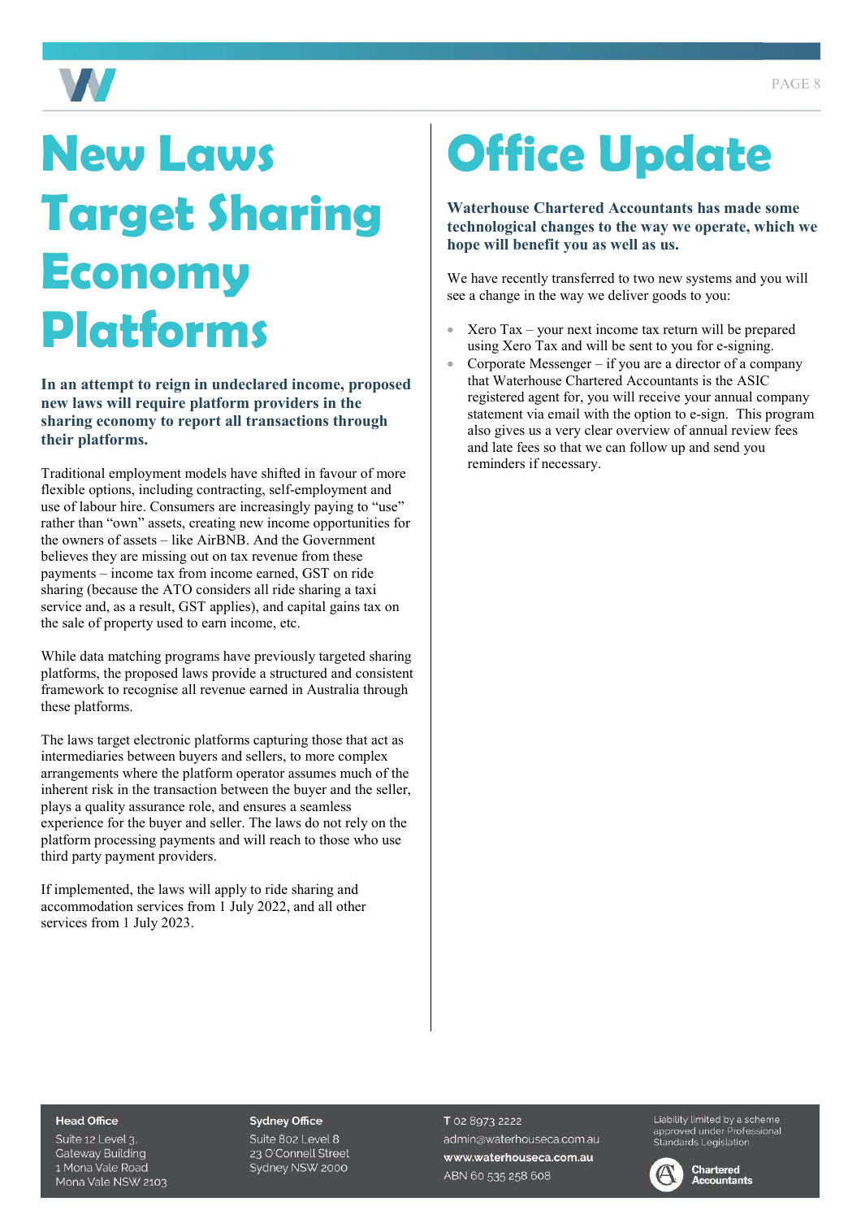# New Laws Target Sharing Economy Platforms

**In an attempt to reign in undeclared income, proposed new laws will require platform providers in the sharing economy to report all transactions through their platforms.**

Traditional employment models have shifted in favour of more flexible options, including contracting, self-employment and use of labour hire. Consumers are increasingly paying to "use" rather than "own" assets, creating new income opportunities for the owners of assets – like AirBNB. And the Government believes they are missing out on tax revenue from these payments – income tax from income earned, GST on ride sharing (because the ATO considers all ride sharing a taxi service and, as a result, GST applies), and capital gains tax on the sale of property used to earn income, etc.

While data matching programs have previously targeted sharing platforms, the proposed laws provide a structured and consistent framework to recognise all revenue earned in Australia through these platforms.

The laws target electronic platforms capturing those that act as intermediaries between buyers and sellers, to more complex arrangements where the platform operator assumes much of the inherent risk in the transaction between the buyer and the seller, plays a quality assurance role, and ensures a seamless experience for the buyer and seller. The laws do not rely on the platform processing payments and will reach to those who use third party payment providers.

If implemented, the laws will apply to ride sharing and accommodation services from 1 July 2022, and all other services from 1 July 2023.

# Office Update

**Waterhouse Chartered Accountants has made some technological changes to the way we operate, which we hope will benefit you as well as us.**

We have recently transferred to two new systems and you will see a change in the way we deliver goods to you:

- Xero Tax – your next income tax return will be prepared using Xero Tax and will be sent to you for e-signing.
- Corporate Messenger – if you are a director of a company that Waterhouse Chartered Accountants is the ASIC registered agent for, you will receive your annual company statement via email with the option to e-sign. This program also gives us a very clear overview of annual review fees and late fees so that we can follow up and send you reminders if necessary.

**Head Office**
Suite 12 Level 3,
Gateway Building
1 Mona Vale Road
Mona Vale NSW 2103

**Sydney Office**
Suite 802 Level 8
23 O'Connell Street
Sydney NSW 2000

**T** 02 8973 2222
admin@waterhouseca.com.au
**www.waterhouseca.com.au**
ABN 60 535 258 608

Liability limited by a scheme approved under Professional Standards Legislation

Chartered Accountants